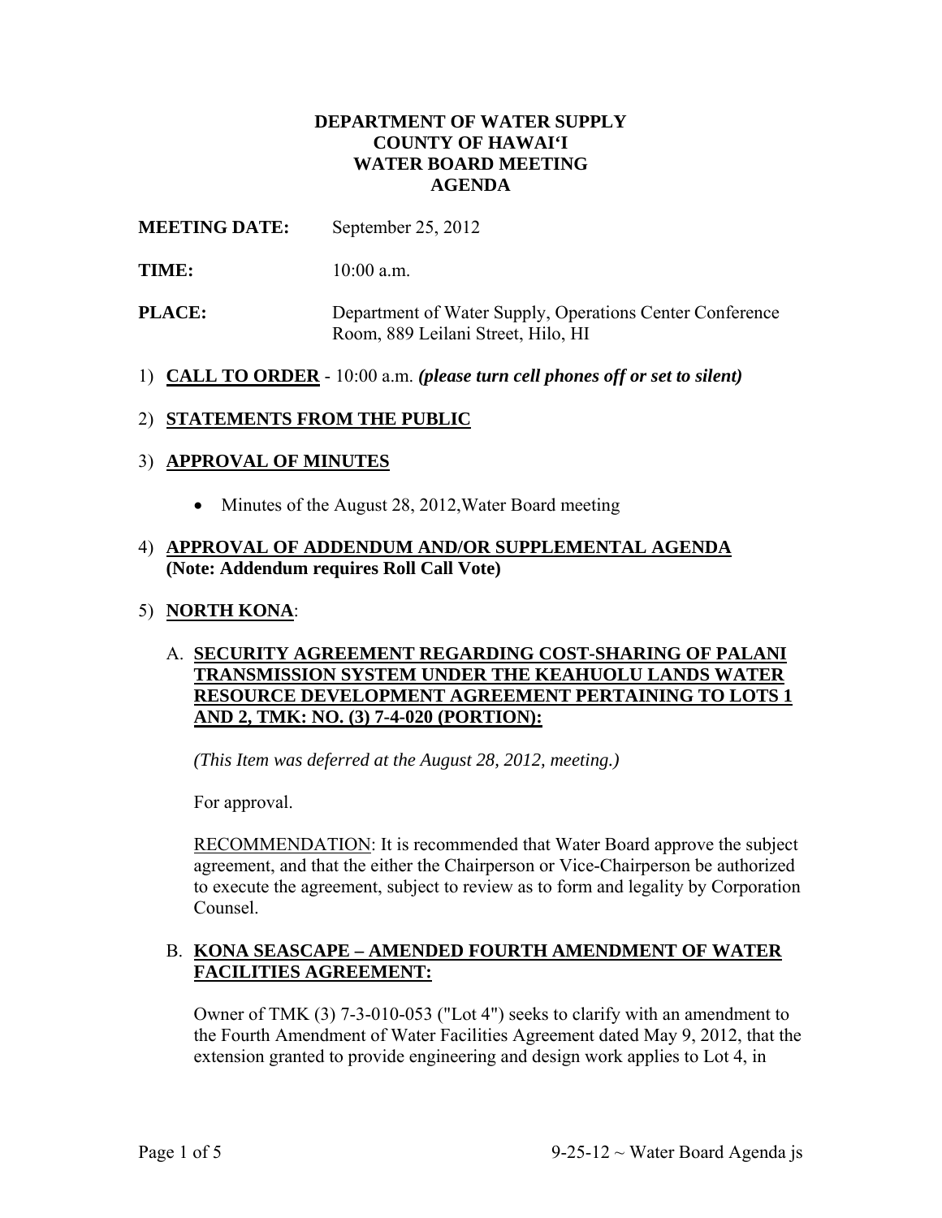# DEPARTMENT OF WATER SUPPLY
# COUNTY OF HAWAI'I
# WATER BOARD MEETING
# AGENDA

**MEETING DATE:** September 25, 2012

**TIME:** 10:00 a.m.

**PLACE:** Department of Water Supply, Operations Center Conference Room, 889 Leilani Street, Hilo, HI

1) **CALL TO ORDER** - 10:00 a.m. ***(please turn cell phones off or set to silent)***

2) **STATEMENTS FROM THE PUBLIC**

3) **APPROVAL OF MINUTES**

   - Minutes of the August 28, 2012,Water Board meeting

4) **APPROVAL OF ADDENDUM AND/OR SUPPLEMENTAL AGENDA (Note: Addendum requires Roll Call Vote)**

5) **NORTH KONA**:

   A. **SECURITY AGREEMENT REGARDING COST-SHARING OF PALANI TRANSMISSION SYSTEM UNDER THE KEAHUOLU LANDS WATER RESOURCE DEVELOPMENT AGREEMENT PERTAINING TO LOTS 1 AND 2, TMK: NO. (3) 7-4-020 (PORTION):**

   *(This Item was deferred at the August 28, 2012, meeting.)*

   For approval.

   RECOMMENDATION: It is recommended that Water Board approve the subject agreement, and that the either the Chairperson or Vice-Chairperson be authorized to execute the agreement, subject to review as to form and legality by Corporation Counsel.

   B. **KONA SEASCAPE – AMENDED FOURTH AMENDMENT OF WATER FACILITIES AGREEMENT:**

   Owner of TMK (3) 7-3-010-053 ("Lot 4") seeks to clarify with an amendment to the Fourth Amendment of Water Facilities Agreement dated May 9, 2012, that the extension granted to provide engineering and design work applies to Lot 4, in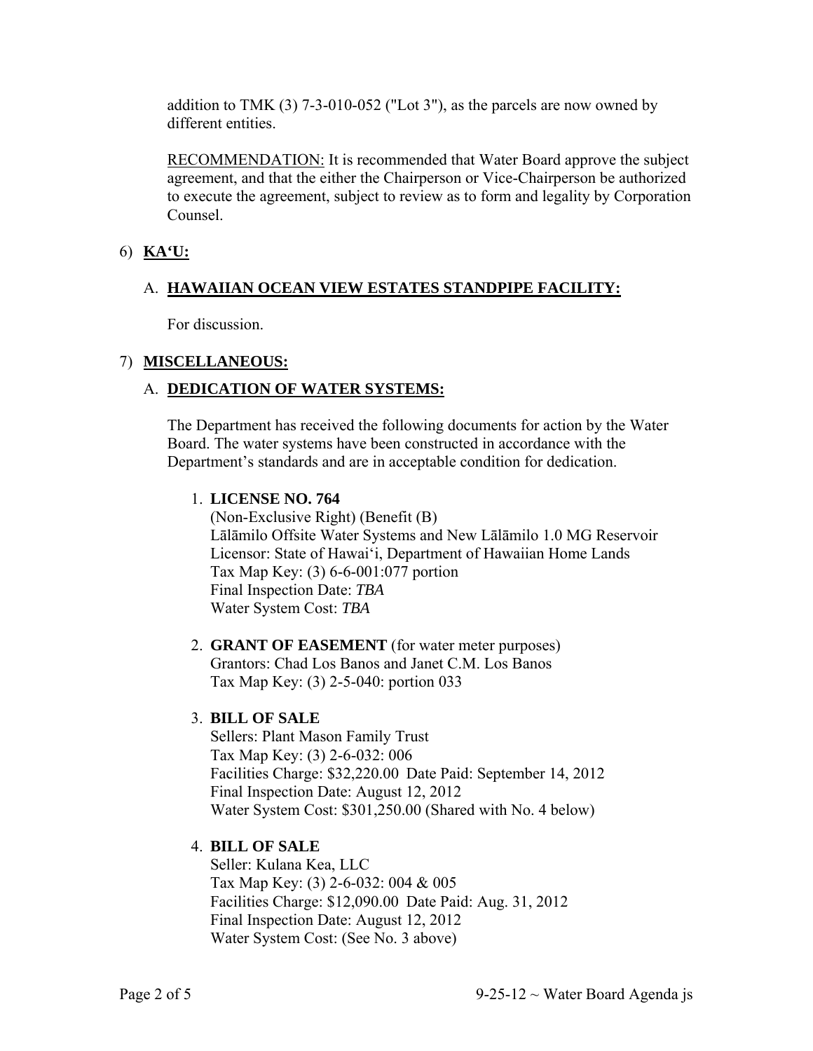addition to TMK (3) 7-3-010-052 ("Lot 3"), as the parcels are now owned by different entities.

RECOMMENDATION: It is recommended that Water Board approve the subject agreement, and that the either the Chairperson or Vice-Chairperson be authorized to execute the agreement, subject to review as to form and legality by Corporation Counsel.

## 6) KA'U:

### A. HAWAIIAN OCEAN VIEW ESTATES STANDPIPE FACILITY:

For discussion.

## 7) MISCELLANEOUS:

### A. DEDICATION OF WATER SYSTEMS:

The Department has received the following documents for action by the Water Board. The water systems have been constructed in accordance with the Department's standards and are in acceptable condition for dedication.

1. **LICENSE NO. 764**
   (Non-Exclusive Right) (Benefit (B)
   Lālāmilo Offsite Water Systems and New Lālāmilo 1.0 MG Reservoir
   Licensor: State of Hawai'i, Department of Hawaiian Home Lands
   Tax Map Key: (3) 6-6-001:077 portion
   Final Inspection Date: *TBA*
   Water System Cost: *TBA*

2. **GRANT OF EASEMENT** (for water meter purposes)
   Grantors: Chad Los Banos and Janet C.M. Los Banos
   Tax Map Key: (3) 2-5-040: portion 033

3. **BILL OF SALE**
   Sellers: Plant Mason Family Trust
   Tax Map Key: (3) 2-6-032: 006
   Facilities Charge: $32,220.00 Date Paid: September 14, 2012
   Final Inspection Date: August 12, 2012
   Water System Cost: $301,250.00 (Shared with No. 4 below)

4. **BILL OF SALE**
   Seller: Kulana Kea, LLC
   Tax Map Key: (3) 2-6-032: 004 & 005
   Facilities Charge: $12,090.00 Date Paid: Aug. 31, 2012
   Final Inspection Date: August 12, 2012
   Water System Cost: (See No. 3 above)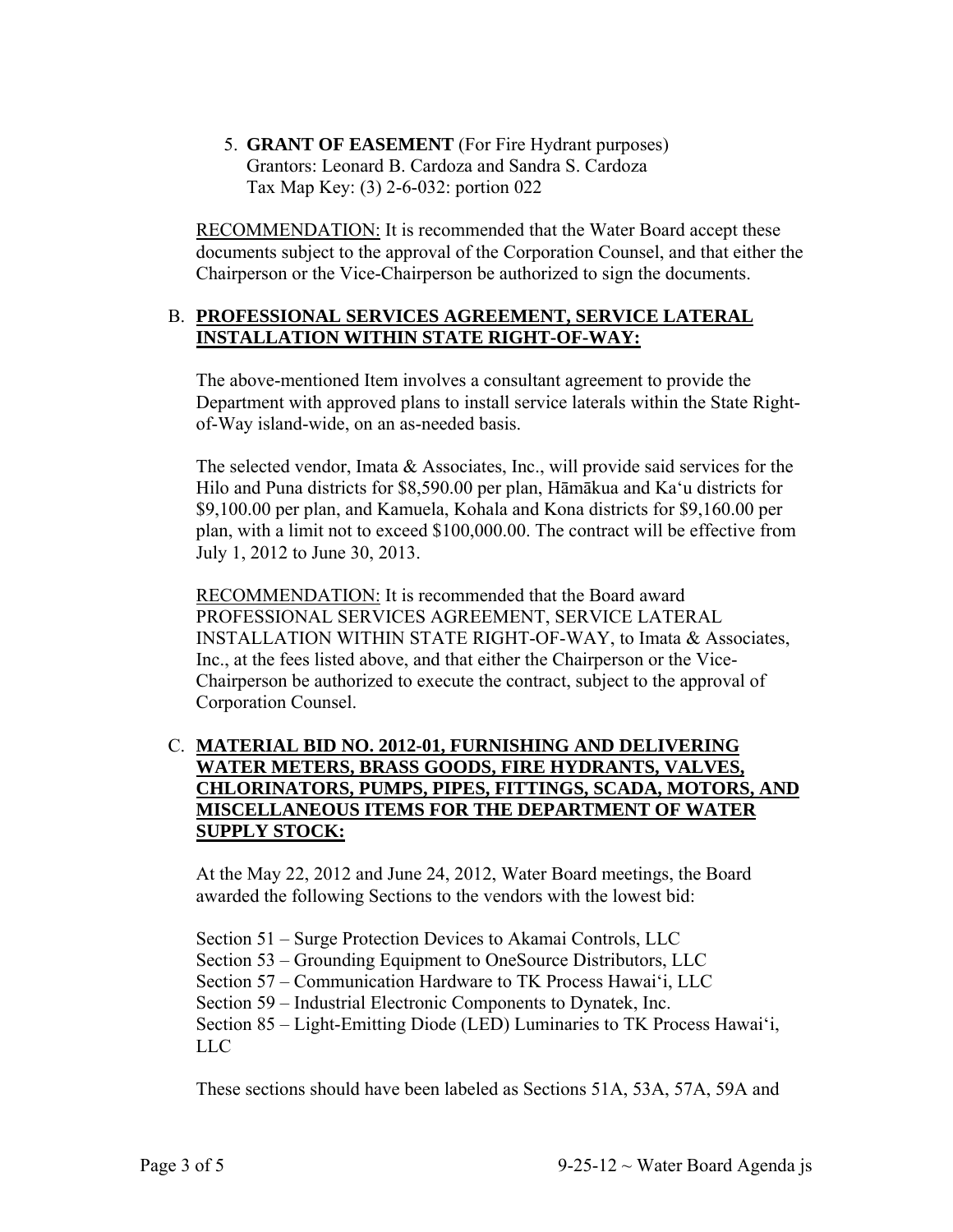5. **GRANT OF EASEMENT** (For Fire Hydrant purposes)
   Grantors: Leonard B. Cardoza and Sandra S. Cardoza
   Tax Map Key: (3) 2-6-032: portion 022

RECOMMENDATION: It is recommended that the Water Board accept these documents subject to the approval of the Corporation Counsel, and that either the Chairperson or the Vice-Chairperson be authorized to sign the documents.

B. **PROFESSIONAL SERVICES AGREEMENT, SERVICE LATERAL INSTALLATION WITHIN STATE RIGHT-OF-WAY:**

The above-mentioned Item involves a consultant agreement to provide the Department with approved plans to install service laterals within the State Right-of-Way island-wide, on an as-needed basis.

The selected vendor, Imata & Associates, Inc., will provide said services for the Hilo and Puna districts for $8,590.00 per plan, Hāmākua and Ka'u districts for $9,100.00 per plan, and Kamuela, Kohala and Kona districts for $9,160.00 per plan, with a limit not to exceed $100,000.00. The contract will be effective from July 1, 2012 to June 30, 2013.

RECOMMENDATION: It is recommended that the Board award PROFESSIONAL SERVICES AGREEMENT, SERVICE LATERAL INSTALLATION WITHIN STATE RIGHT-OF-WAY, to Imata & Associates, Inc., at the fees listed above, and that either the Chairperson or the Vice-Chairperson be authorized to execute the contract, subject to the approval of Corporation Counsel.

C. **MATERIAL BID NO. 2012-01, FURNISHING AND DELIVERING WATER METERS, BRASS GOODS, FIRE HYDRANTS, VALVES, CHLORINATORS, PUMPS, PIPES, FITTINGS, SCADA, MOTORS, AND MISCELLANEOUS ITEMS FOR THE DEPARTMENT OF WATER SUPPLY STOCK:**

At the May 22, 2012 and June 24, 2012, Water Board meetings, the Board awarded the following Sections to the vendors with the lowest bid:

Section 51 – Surge Protection Devices to Akamai Controls, LLC
Section 53 – Grounding Equipment to OneSource Distributors, LLC
Section 57 – Communication Hardware to TK Process Hawai'i, LLC
Section 59 – Industrial Electronic Components to Dynatek, Inc.
Section 85 – Light-Emitting Diode (LED) Luminaries to TK Process Hawai'i, LLC

These sections should have been labeled as Sections 51A, 53A, 57A, 59A and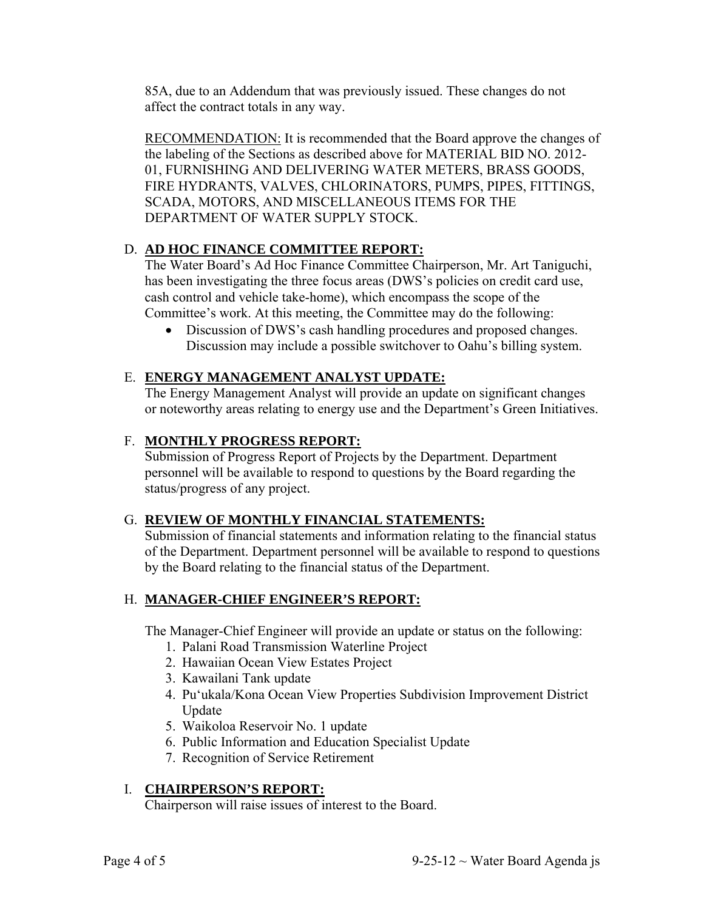85A, due to an Addendum that was previously issued. These changes do not affect the contract totals in any way.

RECOMMENDATION: It is recommended that the Board approve the changes of the labeling of the Sections as described above for MATERIAL BID NO. 2012-01, FURNISHING AND DELIVERING WATER METERS, BRASS GOODS, FIRE HYDRANTS, VALVES, CHLORINATORS, PUMPS, PIPES, FITTINGS, SCADA, MOTORS, AND MISCELLANEOUS ITEMS FOR THE DEPARTMENT OF WATER SUPPLY STOCK.

D. **AD HOC FINANCE COMMITTEE REPORT:**

The Water Board's Ad Hoc Finance Committee Chairperson, Mr. Art Taniguchi, has been investigating the three focus areas (DWS's policies on credit card use, cash control and vehicle take-home), which encompass the scope of the Committee's work. At this meeting, the Committee may do the following:

- Discussion of DWS's cash handling procedures and proposed changes. Discussion may include a possible switchover to Oahu's billing system.

E. **ENERGY MANAGEMENT ANALYST UPDATE:**

The Energy Management Analyst will provide an update on significant changes or noteworthy areas relating to energy use and the Department's Green Initiatives.

F. **MONTHLY PROGRESS REPORT:**

Submission of Progress Report of Projects by the Department. Department personnel will be available to respond to questions by the Board regarding the status/progress of any project.

G. **REVIEW OF MONTHLY FINANCIAL STATEMENTS:**

Submission of financial statements and information relating to the financial status of the Department. Department personnel will be available to respond to questions by the Board relating to the financial status of the Department.

H. **MANAGER-CHIEF ENGINEER'S REPORT:**

The Manager-Chief Engineer will provide an update or status on the following:

1. Palani Road Transmission Waterline Project
2. Hawaiian Ocean View Estates Project
3. Kawailani Tank update
4. Pu'ukala/Kona Ocean View Properties Subdivision Improvement District Update
5. Waikoloa Reservoir No. 1 update
6. Public Information and Education Specialist Update
7. Recognition of Service Retirement

I. **CHAIRPERSON'S REPORT:**

Chairperson will raise issues of interest to the Board.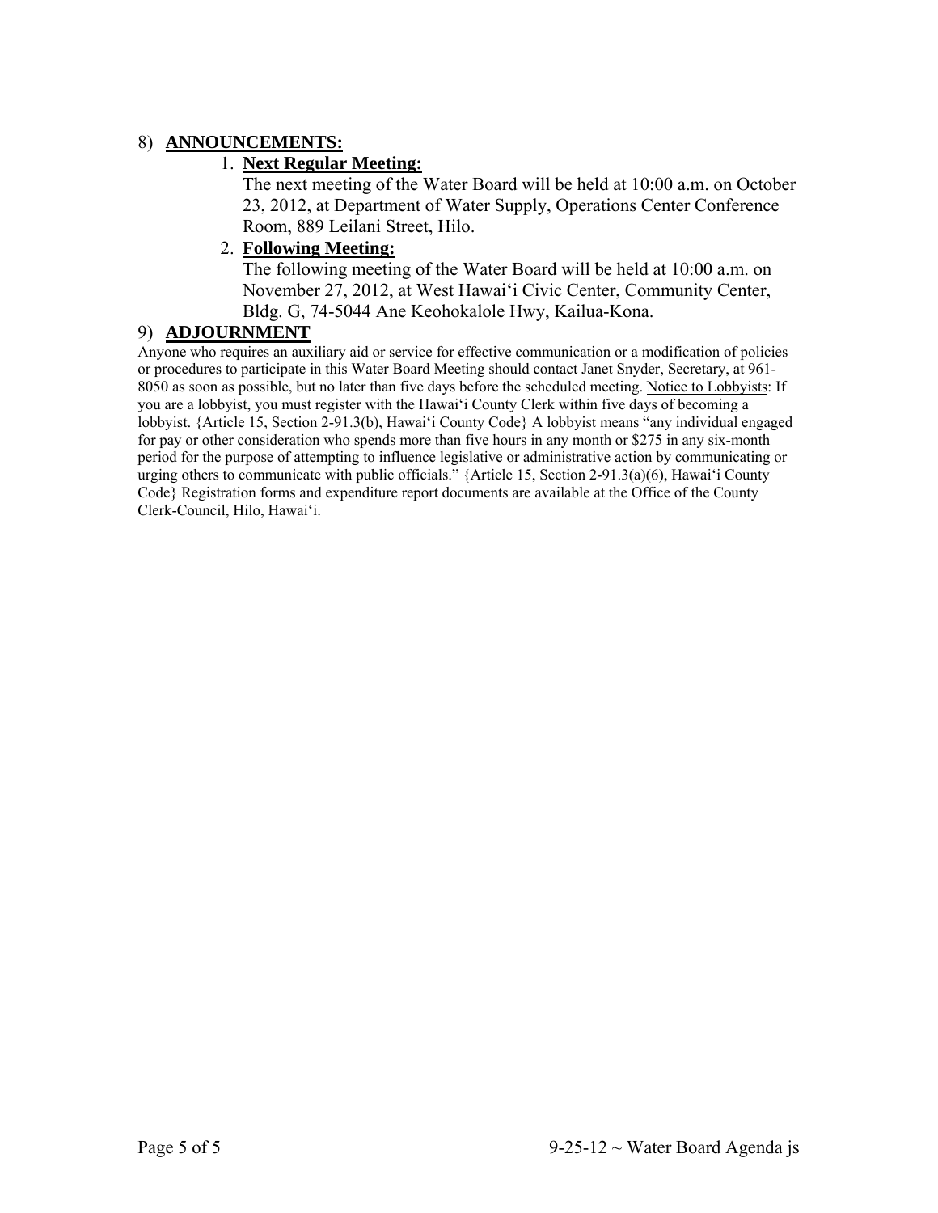8) **ANNOUNCEMENTS:**

1. **Next Regular Meeting:**
   The next meeting of the Water Board will be held at 10:00 a.m. on October 23, 2012, at Department of Water Supply, Operations Center Conference Room, 889 Leilani Street, Hilo.

2. **Following Meeting:**
   The following meeting of the Water Board will be held at 10:00 a.m. on November 27, 2012, at West Hawai'i Civic Center, Community Center, Bldg. G, 74-5044 Ane Keohokalole Hwy, Kailua-Kona.

9) **ADJOURNMENT**

Anyone who requires an auxiliary aid or service for effective communication or a modification of policies or procedures to participate in this Water Board Meeting should contact Janet Snyder, Secretary, at 961-8050 as soon as possible, but no later than five days before the scheduled meeting. Notice to Lobbyists: If you are a lobbyist, you must register with the Hawai'i County Clerk within five days of becoming a lobbyist. {Article 15, Section 2-91.3(b), Hawai'i County Code} A lobbyist means "any individual engaged for pay or other consideration who spends more than five hours in any month or $275 in any six-month period for the purpose of attempting to influence legislative or administrative action by communicating or urging others to communicate with public officials." {Article 15, Section 2-91.3(a)(6), Hawai'i County Code} Registration forms and expenditure report documents are available at the Office of the County Clerk-Council, Hilo, Hawai'i.